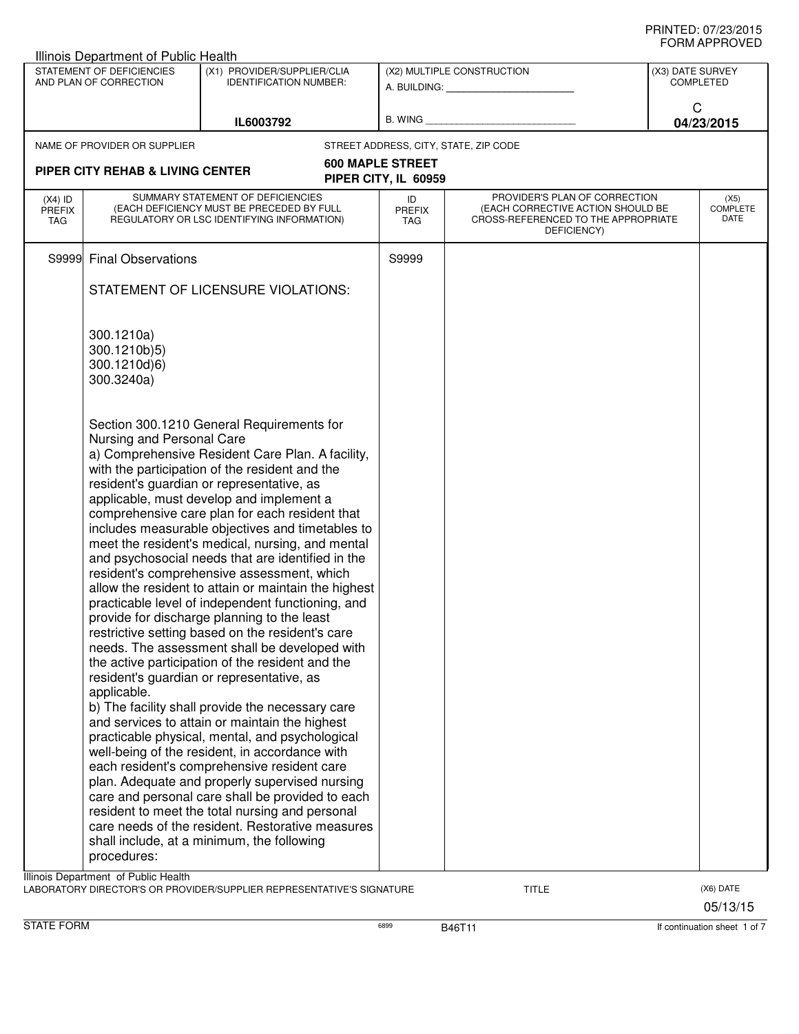PRINTED: 07/23/2015
FORM APPROVED

Illinois Department of Public Health

| STATEMENT OF DEFICIENCIES AND PLAN OF CORRECTION | (X1) PROVIDER/SUPPLIER/CLIA IDENTIFICATION NUMBER: | (X2) MULTIPLE CONSTRUCTION | (X3) DATE SURVEY COMPLETED |
|---|---|---|---|
| | IL6003792 | A. BUILDING: ______ B. WING ______ | C 04/23/2015 |

| NAME OF PROVIDER OR SUPPLIER | STREET ADDRESS, CITY, STATE, ZIP CODE |
|---|---|
| PIPER CITY REHAB & LIVING CENTER | 600 MAPLE STREET PIPER CITY, IL 60959 |

| (X4) ID PREFIX TAG | SUMMARY STATEMENT OF DEFICIENCIES (EACH DEFICIENCY MUST BE PRECEDED BY FULL REGULATORY OR LSC IDENTIFYING INFORMATION) | ID PREFIX TAG | PROVIDER'S PLAN OF CORRECTION (EACH CORRECTIVE ACTION SHOULD BE CROSS-REFERENCED TO THE APPROPRIATE DEFICIENCY) | (X5) COMPLETE DATE |
|---|---|---|---|---|
| S9999 | Final Observations | S9999 | | |

STATEMENT OF LICENSURE VIOLATIONS:

300.1210a)
300.1210b)5)
300.1210d)6)
300.3240a)

Section 300.1210 General Requirements for Nursing and Personal Care

a) Comprehensive Resident Care Plan. A facility, with the participation of the resident and the resident's guardian or representative, as applicable, must develop and implement a comprehensive care plan for each resident that includes measurable objectives and timetables to meet the resident's medical, nursing, and mental and psychosocial needs that are identified in the resident's comprehensive assessment, which allow the resident to attain or maintain the highest practicable level of independent functioning, and provide for discharge planning to the least restrictive setting based on the resident's care needs. The assessment shall be developed with the active participation of the resident and the resident's guardian or representative, as applicable.

b) The facility shall provide the necessary care and services to attain or maintain the highest practicable physical, mental, and psychological well-being of the resident, in accordance with each resident's comprehensive resident care plan. Adequate and properly supervised nursing care and personal care shall be provided to each resident to meet the total nursing and personal care needs of the resident. Restorative measures shall include, at a minimum, the following procedures:

Illinois Department of Public Health
LABORATORY DIRECTOR'S OR PROVIDER/SUPPLIER REPRESENTATIVE'S SIGNATURE | TITLE | (X6) DATE 05/13/15

STATE FORM 6899 B46T11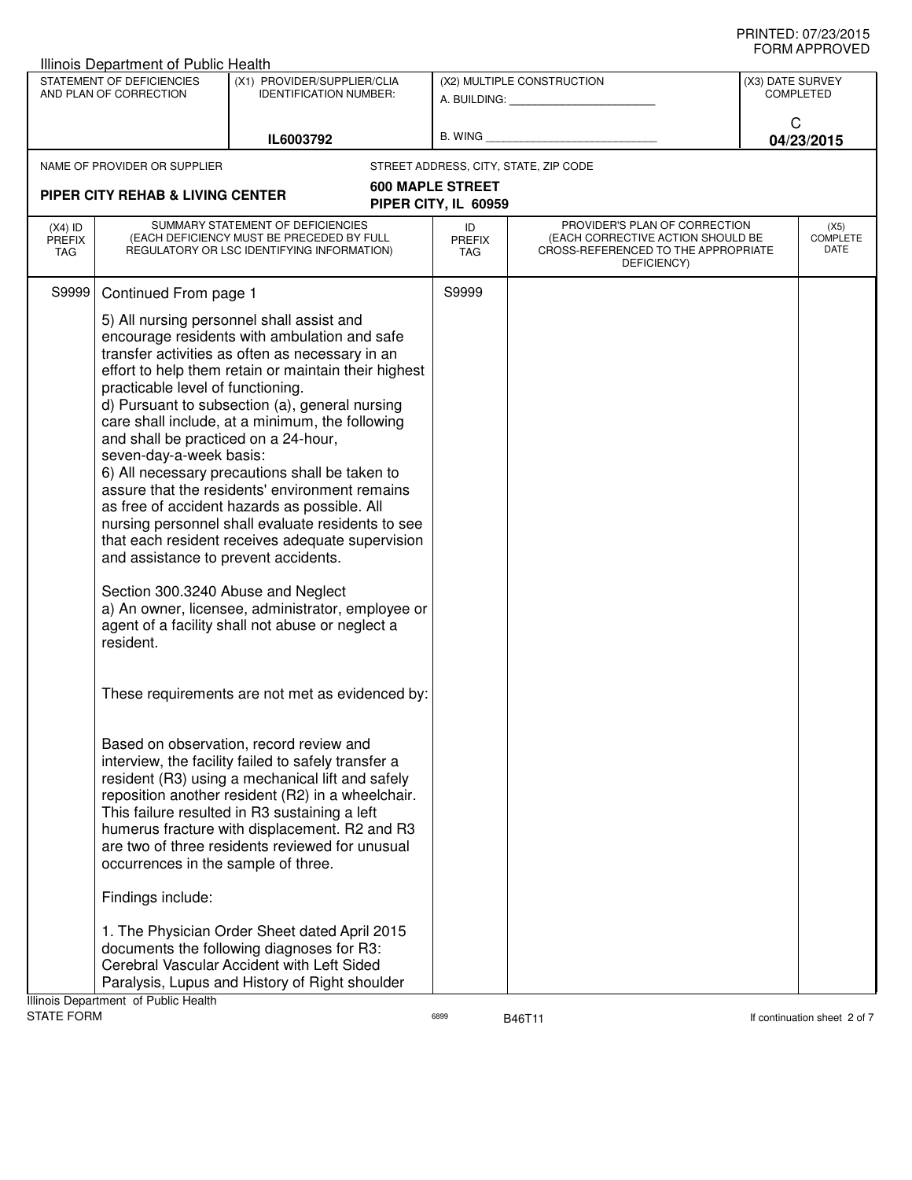PRINTED: 07/23/2015
FORM APPROVED

Illinois Department of Public Health

| STATEMENT OF DEFICIENCIES AND PLAN OF CORRECTION | (X1) PROVIDER/SUPPLIER/CLIA IDENTIFICATION NUMBER: | (X2) MULTIPLE CONSTRUCTION | (X3) DATE SURVEY COMPLETED |
|---|---|---|---|
| | IL6003792 | A. BUILDING: ______ B. WING ______ | C 04/23/2015 |

NAME OF PROVIDER OR SUPPLIER: **PIPER CITY REHAB & LIVING CENTER**

STREET ADDRESS, CITY, STATE, ZIP CODE: **600 MAPLE STREET PIPER CITY, IL 60959**

| (X4) ID PREFIX TAG | SUMMARY STATEMENT OF DEFICIENCIES (EACH DEFICIENCY MUST BE PRECEDED BY FULL REGULATORY OR LSC IDENTIFYING INFORMATION) | ID PREFIX TAG | PROVIDER'S PLAN OF CORRECTION (EACH CORRECTIVE ACTION SHOULD BE CROSS-REFERENCED TO THE APPROPRIATE DEFICIENCY) | (X5) COMPLETE DATE |
|---|---|---|---|---|
| S9999 | Continued From page 1 | S9999 | | |

5) All nursing personnel shall assist and encourage residents with ambulation and safe transfer activities as often as necessary in an effort to help them retain or maintain their highest practicable level of functioning.
d) Pursuant to subsection (a), general nursing care shall include, at a minimum, the following and shall be practiced on a 24-hour, seven-day-a-week basis:
6) All necessary precautions shall be taken to assure that the residents' environment remains as free of accident hazards as possible. All nursing personnel shall evaluate residents to see that each resident receives adequate supervision and assistance to prevent accidents.

Section 300.3240 Abuse and Neglect
a) An owner, licensee, administrator, employee or agent of a facility shall not abuse or neglect a resident.

These requirements are not met as evidenced by:

Based on observation, record review and interview, the facility failed to safely transfer a resident (R3) using a mechanical lift and safely reposition another resident (R2) in a wheelchair. This failure resulted in R3 sustaining a left humerus fracture with displacement. R2 and R3 are two of three residents reviewed for unusual occurrences in the sample of three.

Findings include:

1. The Physician Order Sheet dated April 2015 documents the following diagnoses for R3: Cerebral Vascular Accident with Left Sided Paralysis, Lupus and History of Right shoulder

Illinois Department of Public Health
STATE FORM 6899 B46T11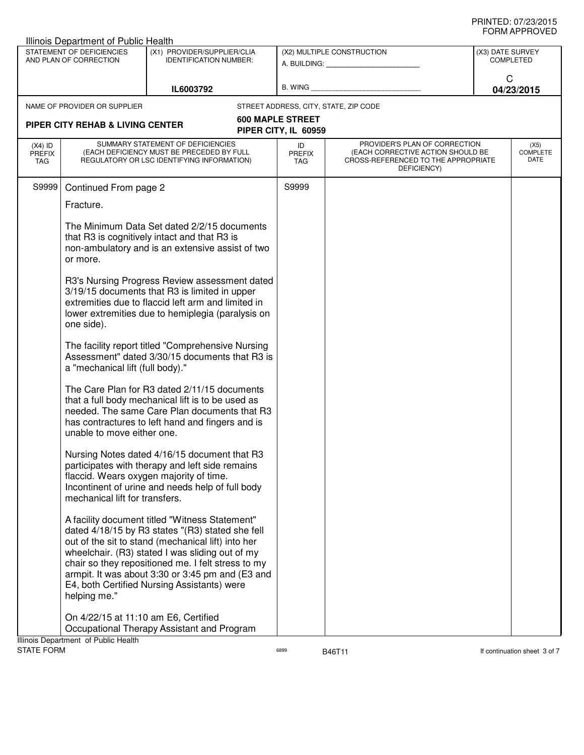PRINTED: 07/23/2015
FORM APPROVED

Illinois Department of Public Health

| STATEMENT OF DEFICIENCIES AND PLAN OF CORRECTION | (X1) PROVIDER/SUPPLIER/CLIA IDENTIFICATION NUMBER: | (X2) MULTIPLE CONSTRUCTION | (X3) DATE SURVEY COMPLETED |
|---|---|---|---|
| | IL6003792 | A. BUILDING: ______ B. WING ______ | C 04/23/2015 |

NAME OF PROVIDER OR SUPPLIER: **PIPER CITY REHAB & LIVING CENTER**

STREET ADDRESS, CITY, STATE, ZIP CODE: **600 MAPLE STREET PIPER CITY, IL 60959**

| (X4) ID PREFIX TAG | SUMMARY STATEMENT OF DEFICIENCIES (EACH DEFICIENCY MUST BE PRECEDED BY FULL REGULATORY OR LSC IDENTIFYING INFORMATION) | ID PREFIX TAG | PROVIDER'S PLAN OF CORRECTION (EACH CORRECTIVE ACTION SHOULD BE CROSS-REFERENCED TO THE APPROPRIATE DEFICIENCY) | (X5) COMPLETE DATE |
|---|---|---|---|---|
| S9999 | Continued From page 2 | S9999 | | |

Fracture.

The Minimum Data Set dated 2/2/15 documents that R3 is cognitively intact and that R3 is non-ambulatory and is an extensive assist of two or more.

R3's Nursing Progress Review assessment dated 3/19/15 documents that R3 is limited in upper extremities due to flaccid left arm and limited in lower extremities due to hemiplegia (paralysis on one side).

The facility report titled "Comprehensive Nursing Assessment" dated 3/30/15 documents that R3 is a "mechanical lift (full body)."

The Care Plan for R3 dated 2/11/15 documents that a full body mechanical lift is to be used as needed. The same Care Plan documents that R3 has contractures to left hand and fingers and is unable to move either one.

Nursing Notes dated 4/16/15 document that R3 participates with therapy and left side remains flaccid. Wears oxygen majority of time. Incontinent of urine and needs help of full body mechanical lift for transfers.

A facility document titled "Witness Statement" dated 4/18/15 by R3 states "(R3) stated she fell out of the sit to stand (mechanical lift) into her wheelchair. (R3) stated I was sliding out of my chair so they repositioned me. I felt stress to my armpit. It was about 3:30 or 3:45 pm and (E3 and E4, both Certified Nursing Assistants) were helping me."

On 4/22/15 at 11:10 am E6, Certified Occupational Therapy Assistant and Program

Illinois Department of Public Health
STATE FORM 6899 B46T11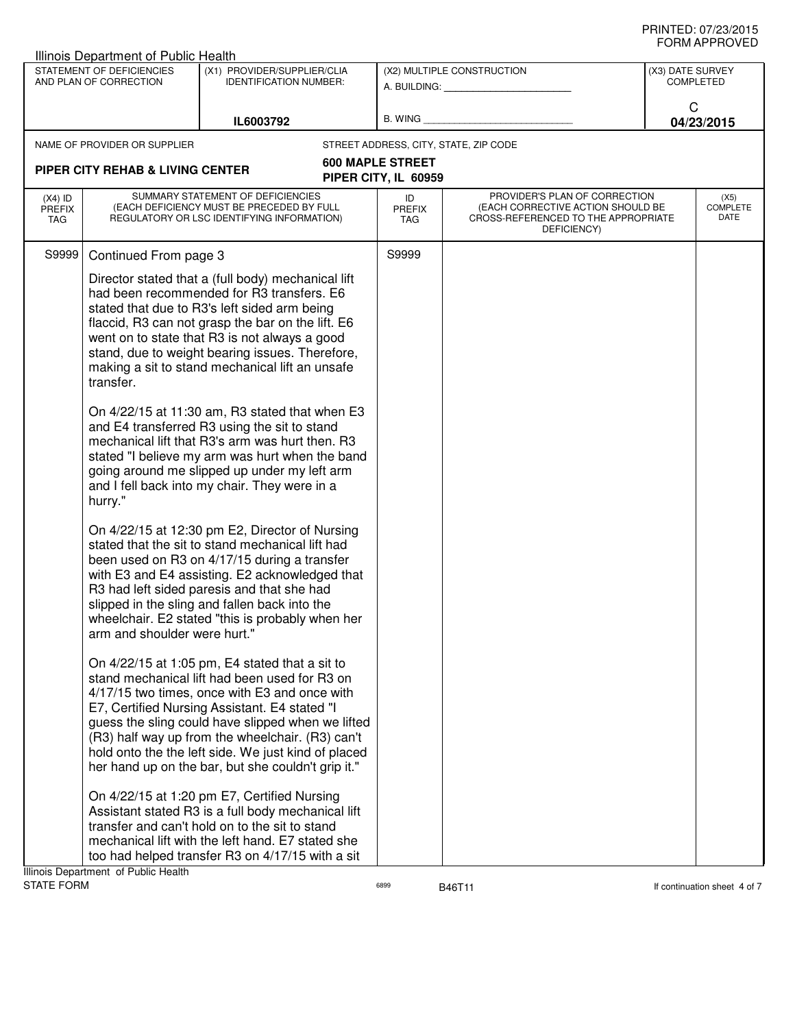Illinois Department of Public Health

| STATEMENT OF DEFICIENCIES AND PLAN OF CORRECTION | (X1) PROVIDER/SUPPLIER/CLIA IDENTIFICATION NUMBER: | (X2) MULTIPLE CONSTRUCTION | (X3) DATE SURVEY COMPLETED |
|---|---|---|---|
| | IL6003792 | A. BUILDING: ______ B. WING ______ | C 04/23/2015 |

NAME OF PROVIDER OR SUPPLIER: **PIPER CITY REHAB & LIVING CENTER**

STREET ADDRESS, CITY, STATE, ZIP CODE: **600 MAPLE STREET, PIPER CITY, IL 60959**

| (X4) ID PREFIX TAG | SUMMARY STATEMENT OF DEFICIENCIES (EACH DEFICIENCY MUST BE PRECEDED BY FULL REGULATORY OR LSC IDENTIFYING INFORMATION) | ID PREFIX TAG | PROVIDER'S PLAN OF CORRECTION (EACH CORRECTIVE ACTION SHOULD BE CROSS-REFERENCED TO THE APPROPRIATE DEFICIENCY) | (X5) COMPLETE DATE |
|---|---|---|---|---|
| S9999 | Continued From page 3 | S9999 | | |

Director stated that a (full body) mechanical lift had been recommended for R3 transfers. E6 stated that due to R3's left sided arm being flaccid, R3 can not grasp the bar on the lift. E6 went on to state that R3 is not always a good stand, due to weight bearing issues. Therefore, making a sit to stand mechanical lift an unsafe transfer.

On 4/22/15 at 11:30 am, R3 stated that when E3 and E4 transferred R3 using the sit to stand mechanical lift that R3's arm was hurt then. R3 stated "I believe my arm was hurt when the band going around me slipped up under my left arm and I fell back into my chair. They were in a hurry."

On 4/22/15 at 12:30 pm E2, Director of Nursing stated that the sit to stand mechanical lift had been used on R3 on 4/17/15 during a transfer with E3 and E4 assisting. E2 acknowledged that R3 had left sided paresis and that she had slipped in the sling and fallen back into the wheelchair. E2 stated "this is probably when her arm and shoulder were hurt."

On 4/22/15 at 1:05 pm, E4 stated that a sit to stand mechanical lift had been used for R3 on 4/17/15 two times, once with E3 and once with E7, Certified Nursing Assistant. E4 stated "I guess the sling could have slipped when we lifted (R3) half way up from the wheelchair. (R3) can't hold onto the the left side. We just kind of placed her hand up on the bar, but she couldn't grip it."

On 4/22/15 at 1:20 pm E7, Certified Nursing Assistant stated R3 is a full body mechanical lift transfer and can't hold on to the sit to stand mechanical lift with the left hand. E7 stated she too had helped transfer R3 on 4/17/15 with a sit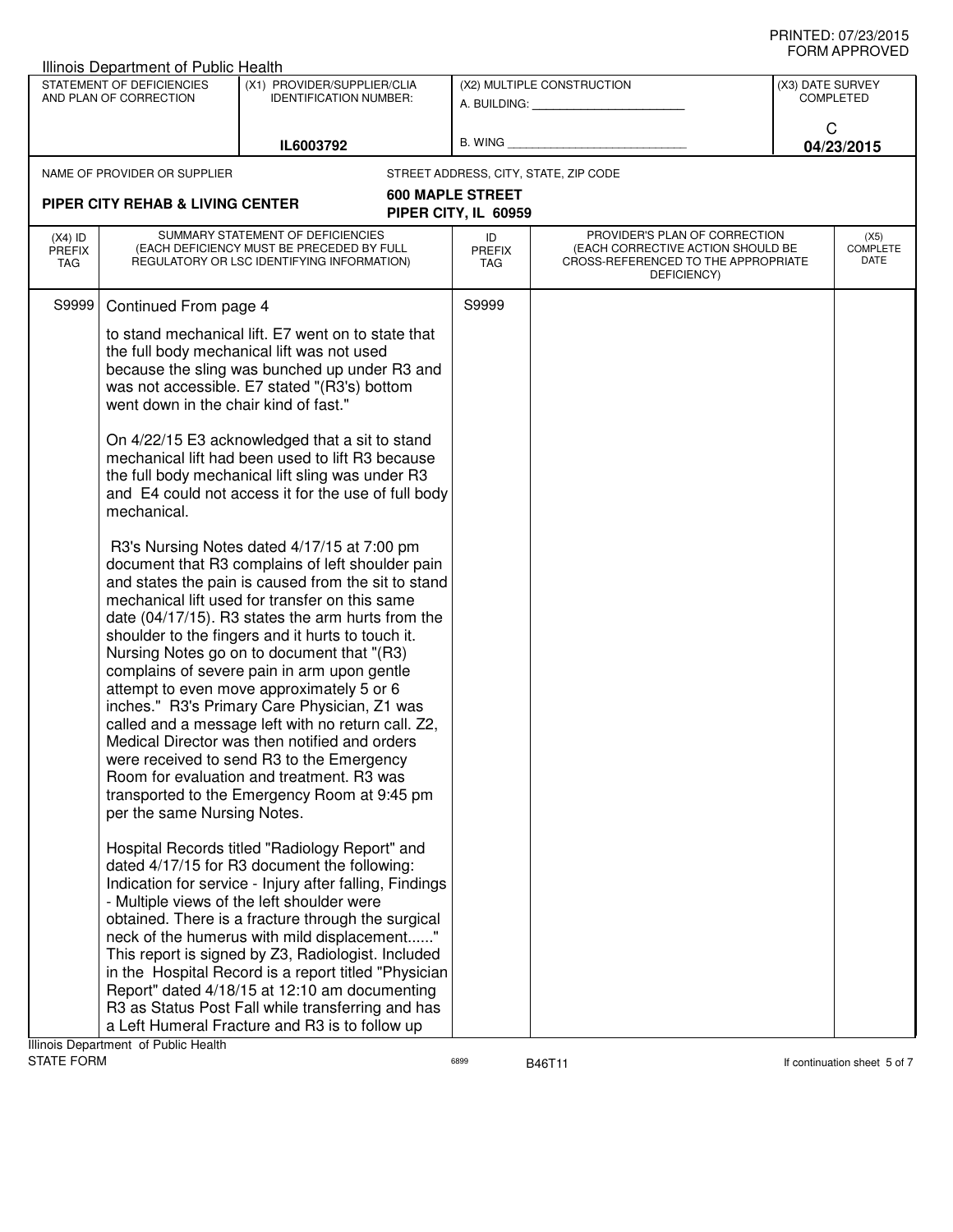PRINTED: 07/23/2015
FORM APPROVED

Illinois Department of Public Health

| STATEMENT OF DEFICIENCIES AND PLAN OF CORRECTION | (X1) PROVIDER/SUPPLIER/CLIA IDENTIFICATION NUMBER: | (X2) MULTIPLE CONSTRUCTION | (X3) DATE SURVEY COMPLETED |
|---|---|---|---|
| | IL6003792 | A. BUILDING: ______ B. WING ______ | C 04/23/2015 |

NAME OF PROVIDER OR SUPPLIER: **PIPER CITY REHAB & LIVING CENTER**

STREET ADDRESS, CITY, STATE, ZIP CODE: **600 MAPLE STREET, PIPER CITY, IL 60959**

| (X4) ID PREFIX TAG | SUMMARY STATEMENT OF DEFICIENCIES (EACH DEFICIENCY MUST BE PRECEDED BY FULL REGULATORY OR LSC IDENTIFYING INFORMATION) | ID PREFIX TAG | PROVIDER'S PLAN OF CORRECTION (EACH CORRECTIVE ACTION SHOULD BE CROSS-REFERENCED TO THE APPROPRIATE DEFICIENCY) | (X5) COMPLETE DATE |
|---|---|---|---|---|
| S9999 | Continued From page 4 | S9999 | | |

to stand mechanical lift. E7 went on to state that the full body mechanical lift was not used because the sling was bunched up under R3 and was not accessible. E7 stated "(R3's) bottom went down in the chair kind of fast."

On 4/22/15 E3 acknowledged that a sit to stand mechanical lift had been used to lift R3 because the full body mechanical lift sling was under R3 and E4 could not access it for the use of full body mechanical.

R3's Nursing Notes dated 4/17/15 at 7:00 pm document that R3 complains of left shoulder pain and states the pain is caused from the sit to stand mechanical lift used for transfer on this same date (04/17/15). R3 states the arm hurts from the shoulder to the fingers and it hurts to touch it. Nursing Notes go on to document that "(R3) complains of severe pain in arm upon gentle attempt to even move approximately 5 or 6 inches." R3's Primary Care Physician, Z1 was called and a message left with no return call. Z2, Medical Director was then notified and orders were received to send R3 to the Emergency Room for evaluation and treatment. R3 was transported to the Emergency Room at 9:45 pm per the same Nursing Notes.

Hospital Records titled "Radiology Report" and dated 4/17/15 for R3 document the following: Indication for service - Injury after falling, Findings - Multiple views of the left shoulder were obtained. There is a fracture through the surgical neck of the humerus with mild displacement......" This report is signed by Z3, Radiologist. Included in the Hospital Record is a report titled "Physician Report" dated 4/18/15 at 12:10 am documenting R3 as Status Post Fall while transferring and has a Left Humeral Fracture and R3 is to follow up

Illinois Department of Public Health
STATE FORM 6899 B46T11 If continuation sheet 5 of 7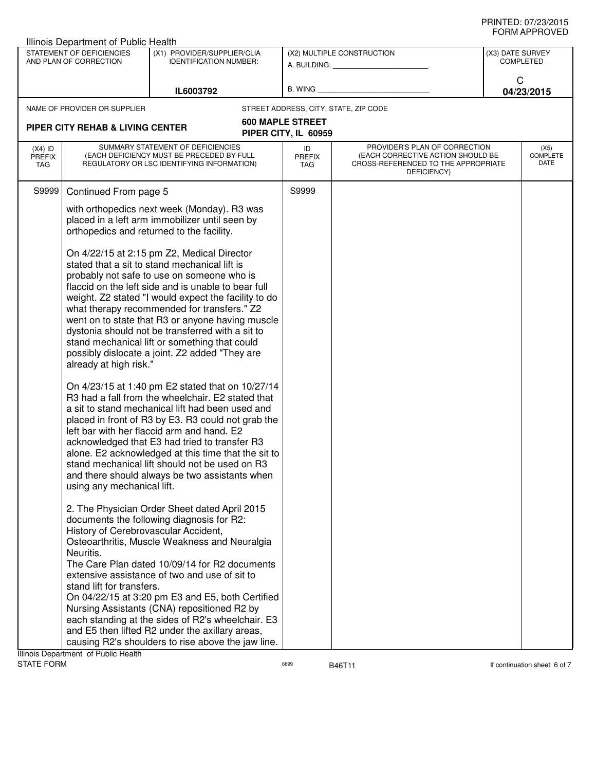Illinois Department of Public Health

| STATEMENT OF DEFICIENCIES AND PLAN OF CORRECTION | (X1) PROVIDER/SUPPLIER/CLIA IDENTIFICATION NUMBER: | (X2) MULTIPLE CONSTRUCTION | (X3) DATE SURVEY COMPLETED |
|---|---|---|---|
| | IL6003792 | A. BUILDING: ______ B. WING ______ | C 04/23/2015 |

NAME OF PROVIDER OR SUPPLIER: **PIPER CITY REHAB & LIVING CENTER**

STREET ADDRESS, CITY, STATE, ZIP CODE: **600 MAPLE STREET, PIPER CITY, IL 60959**

| (X4) ID PREFIX TAG | SUMMARY STATEMENT OF DEFICIENCIES (EACH DEFICIENCY MUST BE PRECEDED BY FULL REGULATORY OR LSC IDENTIFYING INFORMATION) | ID PREFIX TAG | PROVIDER'S PLAN OF CORRECTION (EACH CORRECTIVE ACTION SHOULD BE CROSS-REFERENCED TO THE APPROPRIATE DEFICIENCY) | (X5) COMPLETE DATE |
|---|---|---|---|---|
| S9999 | Continued From page 5 | S9999 | | |

with orthopedics next week (Monday). R3 was placed in a left arm immobilizer until seen by orthopedics and returned to the facility.

On 4/22/15 at 2:15 pm Z2, Medical Director stated that a sit to stand mechanical lift is probably not safe to use on someone who is flaccid on the left side and is unable to bear full weight. Z2 stated "I would expect the facility to do what therapy recommended for transfers." Z2 went on to state that R3 or anyone having muscle dystonia should not be transferred with a sit to stand mechanical lift or something that could possibly dislocate a joint. Z2 added "They are already at high risk."

On 4/23/15 at 1:40 pm E2 stated that on 10/27/14 R3 had a fall from the wheelchair. E2 stated that a sit to stand mechanical lift had been used and placed in front of R3 by E3. R3 could not grab the left bar with her flaccid arm and hand. E2 acknowledged that E3 had tried to transfer R3 alone. E2 acknowledged at this time that the sit to stand mechanical lift should not be used on R3 and there should always be two assistants when using any mechanical lift.

2. The Physician Order Sheet dated April 2015 documents the following diagnosis for R2: History of Cerebrovascular Accident, Osteoarthritis, Muscle Weakness and Neuralgia Neuritis.
The Care Plan dated 10/09/14 for R2 documents extensive assistance of two and use of sit to stand lift for transfers.
On 04/22/15 at 3:20 pm E3 and E5, both Certified Nursing Assistants (CNA) repositioned R2 by each standing at the sides of R2's wheelchair. E3 and E5 then lifted R2 under the axillary areas, causing R2's shoulders to rise above the jaw line.

Illinois Department of Public Health
STATE FORM 6899 B46T11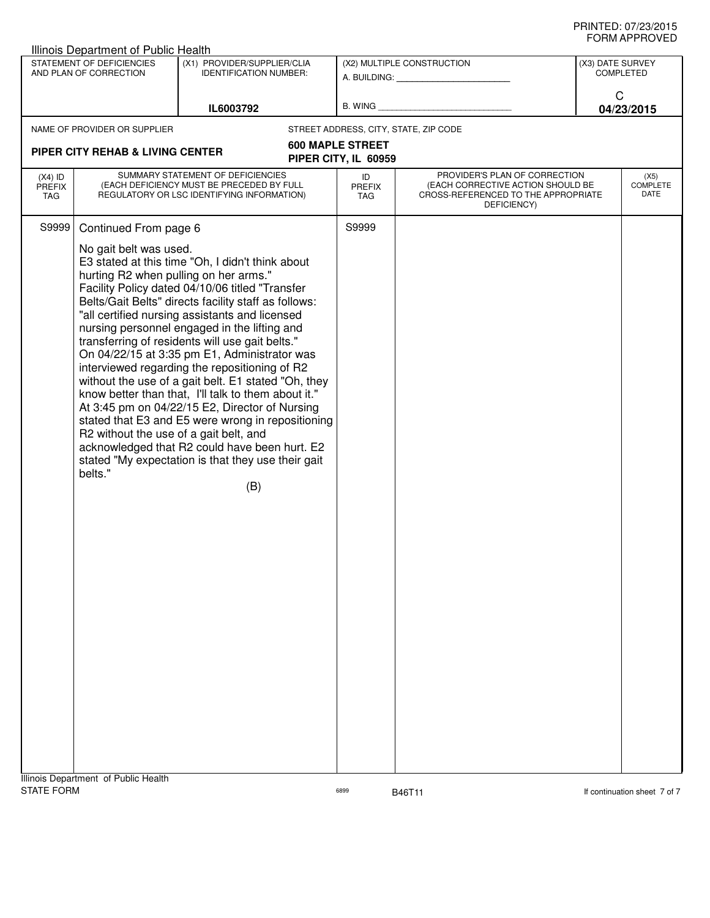PRINTED: 07/23/2015
FORM APPROVED

Illinois Department of Public Health

| STATEMENT OF DEFICIENCIES AND PLAN OF CORRECTION | (X1) PROVIDER/SUPPLIER/CLIA IDENTIFICATION NUMBER: | (X2) MULTIPLE CONSTRUCTION | (X3) DATE SURVEY COMPLETED |
|---|---|---|---|
| | IL6003792 | A. BUILDING: ________ B. WING ________ | C 04/23/2015 |

| NAME OF PROVIDER OR SUPPLIER | STREET ADDRESS, CITY, STATE, ZIP CODE |
|---|---|
| PIPER CITY REHAB & LIVING CENTER | 600 MAPLE STREET PIPER CITY, IL 60959 |

| (X4) ID PREFIX TAG | SUMMARY STATEMENT OF DEFICIENCIES (EACH DEFICIENCY MUST BE PRECEDED BY FULL REGULATORY OR LSC IDENTIFYING INFORMATION) | ID PREFIX TAG | PROVIDER'S PLAN OF CORRECTION (EACH CORRECTIVE ACTION SHOULD BE CROSS-REFERENCED TO THE APPROPRIATE DEFICIENCY) | (X5) COMPLETE DATE |
|---|---|---|---|---|
| S9999 | Continued From page 6<br><br>No gait belt was used.<br>E3 stated at this time "Oh, I didn't think about hurting R2 when pulling on her arms."<br>Facility Policy dated 04/10/06 titled "Transfer Belts/Gait Belts" directs facility staff as follows: "all certified nursing assistants and licensed nursing personnel engaged in the lifting and transferring of residents will use gait belts."<br>On 04/22/15 at 3:35 pm E1, Administrator was interviewed regarding the repositioning of R2 without the use of a gait belt. E1 stated "Oh, they know better than that, I'll talk to them about it."<br>At 3:45 pm on 04/22/15 E2, Director of Nursing stated that E3 and E5 were wrong in repositioning R2 without the use of a gait belt, and acknowledged that R2 could have been hurt. E2 stated "My expectation is that they use their gait belts."<br><br>(B) | S9999 | | |

Illinois Department of Public Health
STATE FORM 6899 B46T11